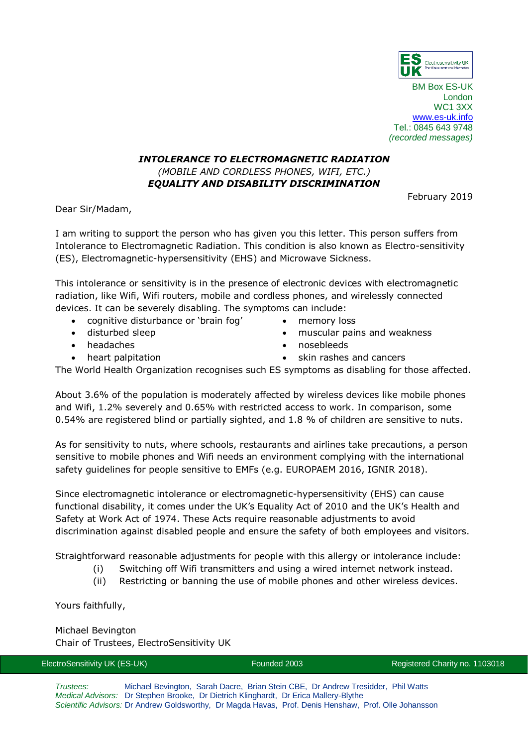ES UK Electrosensitivity UK

BM Box ES-UK
London
WC1 3XX
[www.es-uk.info](http://www.es-uk.info)
Tel.: 0845 643 9748
*(recorded messages)*

***INTOLERANCE TO ELECTROMAGNETIC RADIATION***
*(MOBILE AND CORDLESS PHONES, WIFI, ETC.)*
***EQUALITY AND DISABILITY DISCRIMINATION***

February 2019

Dear Sir/Madam,

I am writing to support the person who has given you this letter. This person suffers from Intolerance to Electromagnetic Radiation. This condition is also known as Electro-sensitivity (ES), Electromagnetic-hypersensitivity (EHS) and Microwave Sickness.

This intolerance or sensitivity is in the presence of electronic devices with electromagnetic radiation, like Wifi, Wifi routers, mobile and cordless phones, and wirelessly connected devices. It can be severely disabling. The symptoms can include:

- cognitive disturbance or 'brain fog'
- disturbed sleep
- headaches
- heart palpitation
- memory loss
- muscular pains and weakness
- nosebleeds
- skin rashes and cancers

The World Health Organization recognises such ES symptoms as disabling for those affected.

About 3.6% of the population is moderately affected by wireless devices like mobile phones and Wifi, 1.2% severely and 0.65% with restricted access to work. In comparison, some 0.54% are registered blind or partially sighted, and 1.8 % of children are sensitive to nuts.

As for sensitivity to nuts, where schools, restaurants and airlines take precautions, a person sensitive to mobile phones and Wifi needs an environment complying with the international safety guidelines for people sensitive to EMFs (e.g. EUROPAEM 2016, IGNIR 2018).

Since electromagnetic intolerance or electromagnetic-hypersensitivity (EHS) can cause functional disability, it comes under the UK's Equality Act of 2010 and the UK's Health and Safety at Work Act of 1974. These Acts require reasonable adjustments to avoid discrimination against disabled people and ensure the safety of both employees and visitors.

Straightforward reasonable adjustments for people with this allergy or intolerance include:

(i) Switching off Wifi transmitters and using a wired internet network instead.
(ii) Restricting or banning the use of mobile phones and other wireless devices.

Yours faithfully,

Michael Bevington
Chair of Trustees, ElectroSensitivity UK

ElectroSensitivity UK (ES-UK) | Founded 2003 | Registered Charity no. 1103018

*Trustees:* Michael Bevington, Sarah Dacre, Brian Stein CBE, Dr Andrew Tresidder, Phil Watts
*Medical Advisors:* Dr Stephen Brooke, Dr Dietrich Klinghardt, Dr Erica Mallery-Blythe
*Scientific Advisors:* Dr Andrew Goldsworthy, Dr Magda Havas, Prof. Denis Henshaw, Prof. Olle Johansson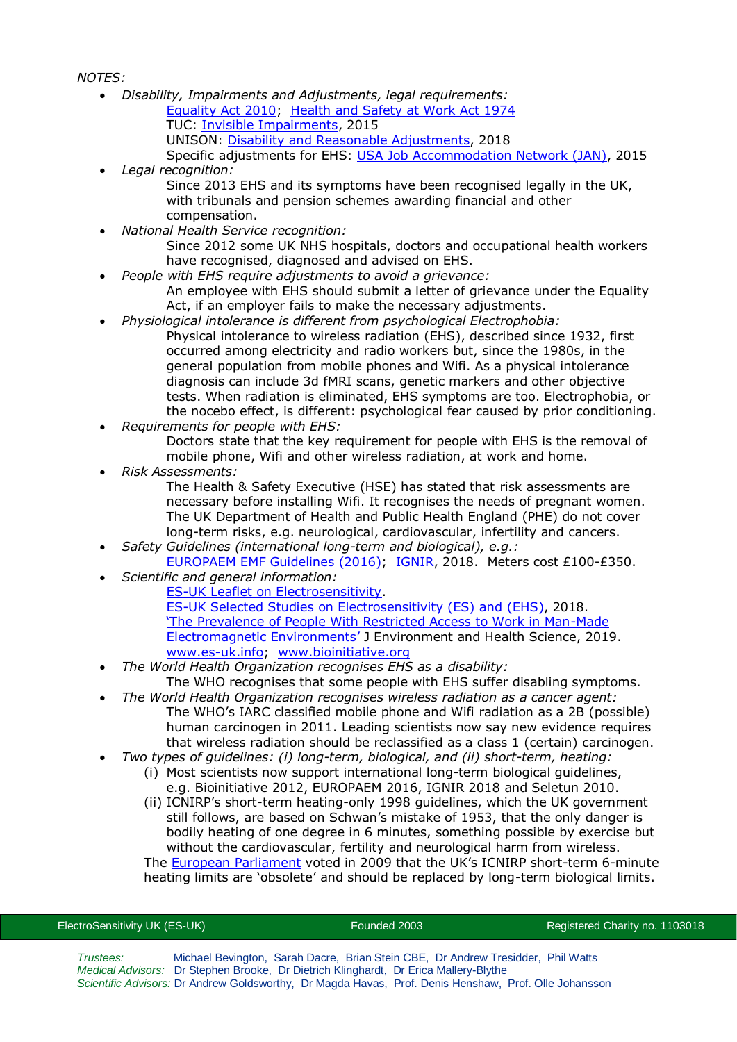*NOTES:*

- *Disability, Impairments and Adjustments, legal requirements:*
  Equality Act 2010; Health and Safety at Work Act 1974
  TUC: Invisible Impairments, 2015
  UNISON: Disability and Reasonable Adjustments, 2018
  Specific adjustments for EHS: USA Job Accommodation Network (JAN), 2015
- *Legal recognition:*
  Since 2013 EHS and its symptoms have been recognised legally in the UK, with tribunals and pension schemes awarding financial and other compensation.
- *National Health Service recognition:*
  Since 2012 some UK NHS hospitals, doctors and occupational health workers have recognised, diagnosed and advised on EHS.
- *People with EHS require adjustments to avoid a grievance:*
  An employee with EHS should submit a letter of grievance under the Equality Act, if an employer fails to make the necessary adjustments.
- *Physiological intolerance is different from psychological Electrophobia:*
  Physical intolerance to wireless radiation (EHS), described since 1932, first occurred among electricity and radio workers but, since the 1980s, in the general population from mobile phones and Wifi. As a physical intolerance diagnosis can include 3d fMRI scans, genetic markers and other objective tests. When radiation is eliminated, EHS symptoms are too. Electrophobia, or the nocebo effect, is different: psychological fear caused by prior conditioning.
- *Requirements for people with EHS:*
  Doctors state that the key requirement for people with EHS is the removal of mobile phone, Wifi and other wireless radiation, at work and home.
- *Risk Assessments:*
  The Health & Safety Executive (HSE) has stated that risk assessments are necessary before installing Wifi. It recognises the needs of pregnant women. The UK Department of Health and Public Health England (PHE) do not cover long-term risks, e.g. neurological, cardiovascular, infertility and cancers.
- *Safety Guidelines (international long-term and biological), e.g.:*
  EUROPAEM EMF Guidelines (2016); IGNIR, 2018. Meters cost £100-£350.
- *Scientific and general information:*
  ES-UK Leaflet on Electrosensitivity.
  ES-UK Selected Studies on Electrosensitivity (ES) and (EHS), 2018.
  'The Prevalence of People With Restricted Access to Work in Man-Made Electromagnetic Environments' J Environment and Health Science, 2019.
  www.es-uk.info; www.bioinitiative.org
- *The World Health Organization recognises EHS as a disability:*
  The WHO recognises that some people with EHS suffer disabling symptoms.
- *The World Health Organization recognises wireless radiation as a cancer agent:*
  The WHO's IARC classified mobile phone and Wifi radiation as a 2B (possible) human carcinogen in 2011. Leading scientists now say new evidence requires that wireless radiation should be reclassified as a class 1 (certain) carcinogen.
- *Two types of guidelines: (i) long-term, biological, and (ii) short-term, heating:*
  (i) Most scientists now support international long-term biological guidelines, e.g. Bioinitiative 2012, EUROPAEM 2016, IGNIR 2018 and Seletun 2010.
  (ii) ICNIRP's short-term heating-only 1998 guidelines, which the UK government still follows, are based on Schwan's mistake of 1953, that the only danger is bodily heating of one degree in 6 minutes, something possible by exercise but without the cardiovascular, fertility and neurological harm from wireless.

  The European Parliament voted in 2009 that the UK's ICNIRP short-term 6-minute heating limits are 'obsolete' and should be replaced by long-term biological limits.

ElectroSensitivity UK (ES-UK) | Founded 2003 | Registered Charity no. 1103018

*Trustees:* Michael Bevington, Sarah Dacre, Brian Stein CBE, Dr Andrew Tresidder, Phil Watts
*Medical Advisors:* Dr Stephen Brooke, Dr Dietrich Klinghardt, Dr Erica Mallery-Blythe
*Scientific Advisors:* Dr Andrew Goldsworthy, Dr Magda Havas, Prof. Denis Henshaw, Prof. Olle Johansson